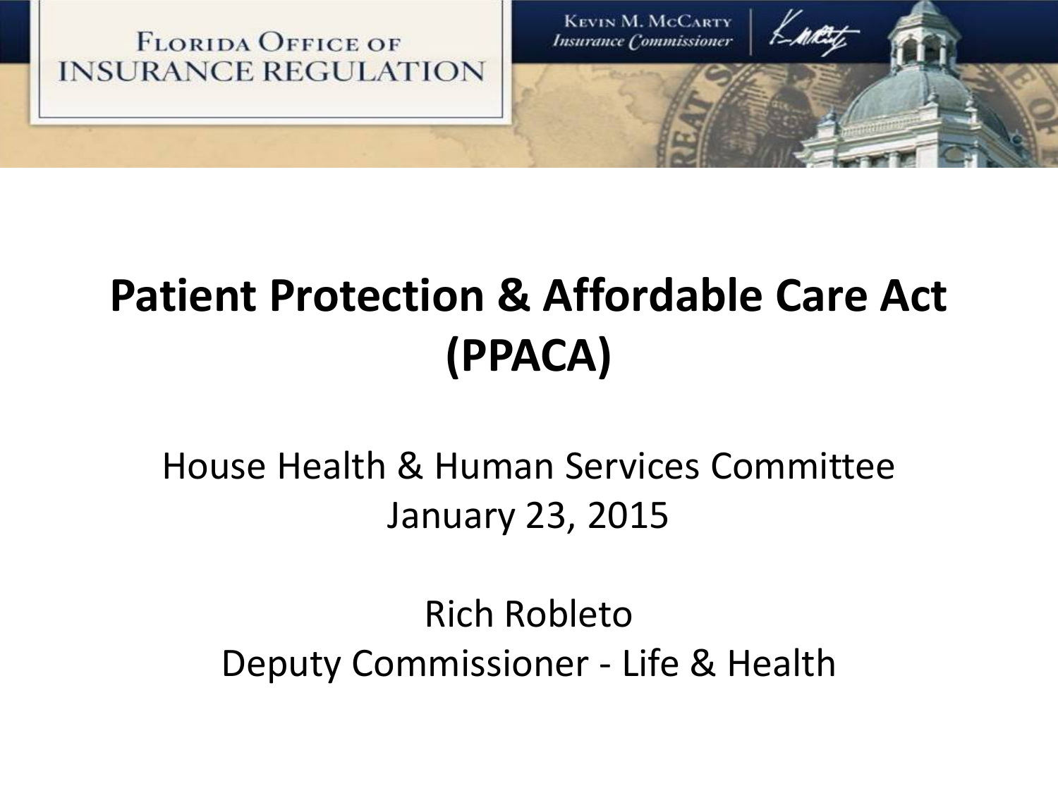FLORIDA OFFICE OF INSURANCE REGULATION

KEVIN M. MCCARTY
*Insurance Commissioner*

# Patient Protection & Affordable Care Act (PPACA)

House Health & Human Services Committee
January 23, 2015

Rich Robleto
Deputy Commissioner - Life & Health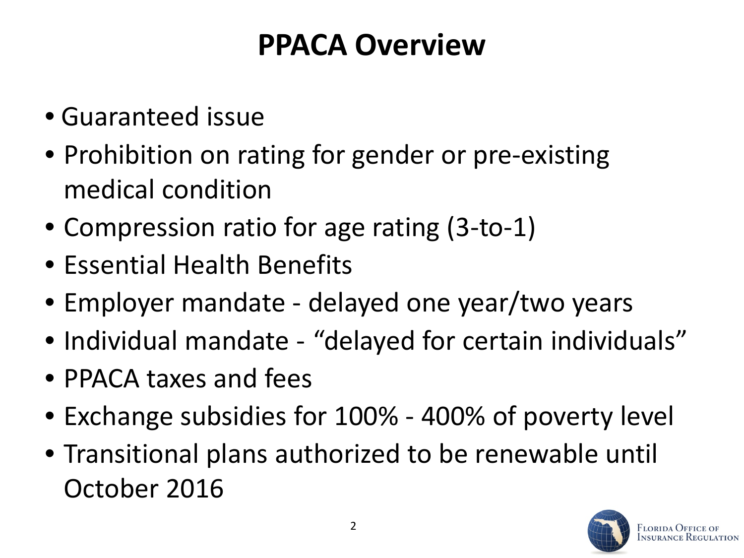# PPACA Overview

- Guaranteed issue
- Prohibition on rating for gender or pre-existing medical condition
- Compression ratio for age rating (3-to-1)
- Essential Health Benefits
- Employer mandate - delayed one year/two years
- Individual mandate - “delayed for certain individuals”
- PPACA taxes and fees
- Exchange subsidies for 100% - 400% of poverty level
- Transitional plans authorized to be renewable until October 2016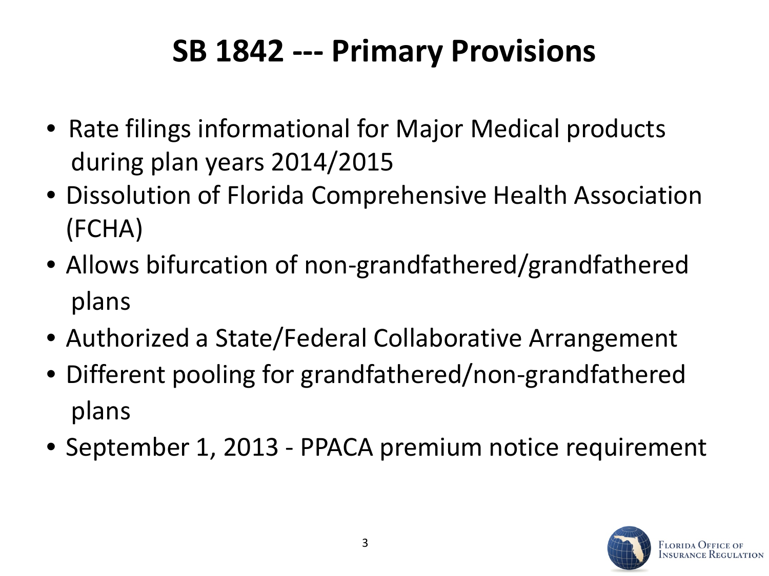# SB 1842 --- Primary Provisions

- Rate filings informational for Major Medical products during plan years 2014/2015
- Dissolution of Florida Comprehensive Health Association (FCHA)
- Allows bifurcation of non-grandfathered/grandfathered plans
- Authorized a State/Federal Collaborative Arrangement
- Different pooling for grandfathered/non-grandfathered plans
- September 1, 2013 - PPACA premium notice requirement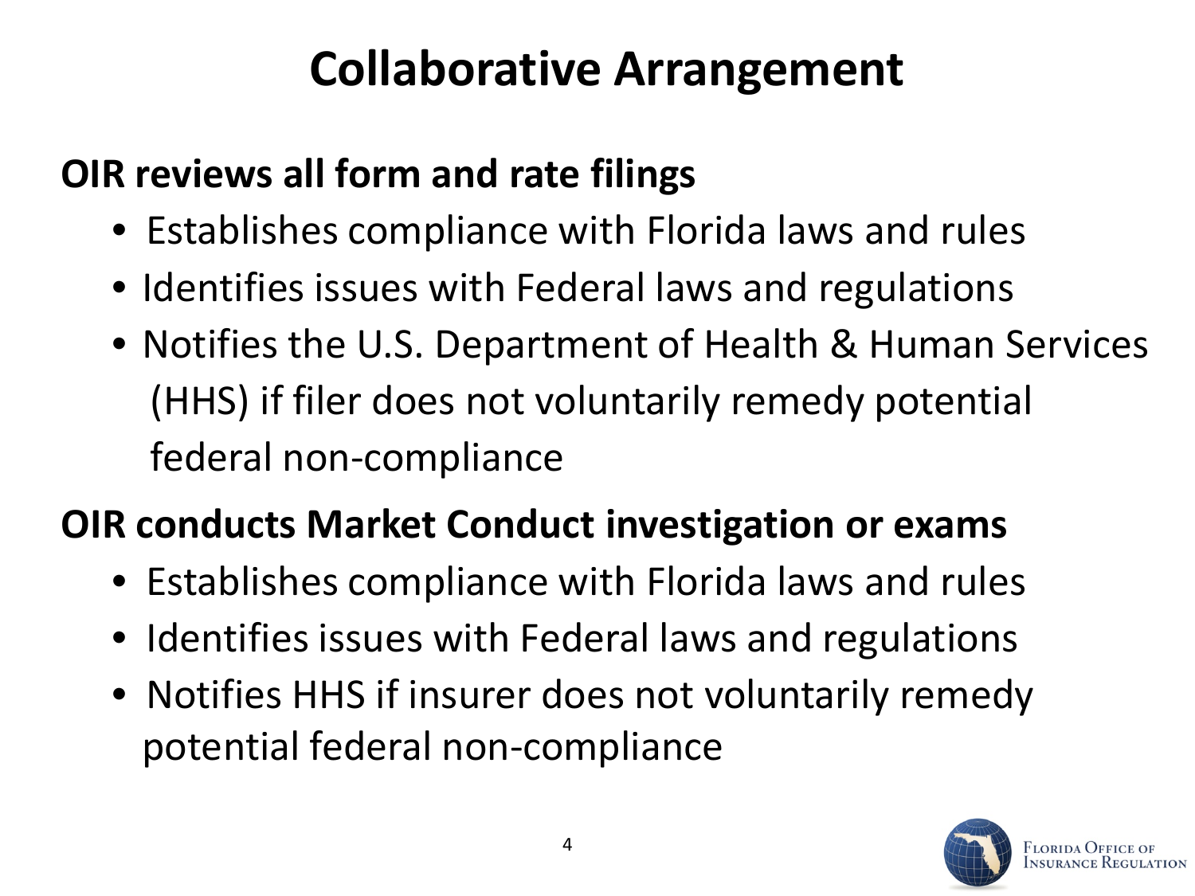# Collaborative Arrangement

**OIR reviews all form and rate filings**

- Establishes compliance with Florida laws and rules
- Identifies issues with Federal laws and regulations
- Notifies the U.S. Department of Health & Human Services (HHS) if filer does not voluntarily remedy potential federal non-compliance

**OIR conducts Market Conduct investigation or exams**

- Establishes compliance with Florida laws and rules
- Identifies issues with Federal laws and regulations
- Notifies HHS if insurer does not voluntarily remedy potential federal non-compliance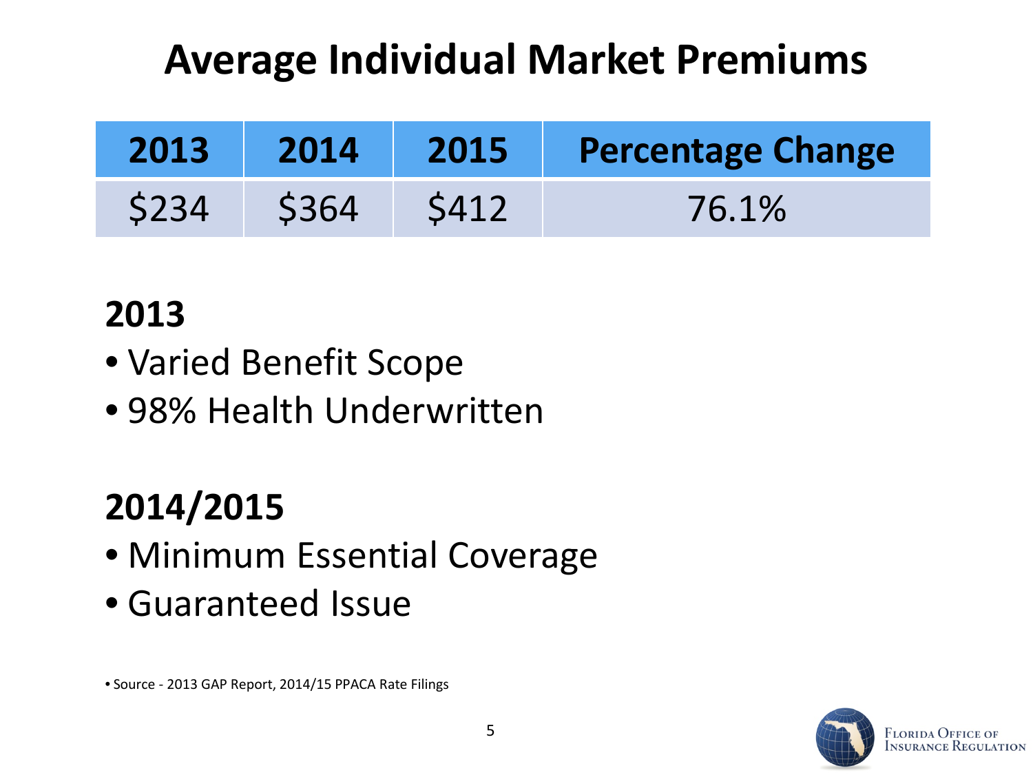# Average Individual Market Premiums

| 2013 | 2014 | 2015 | Percentage Change |
|---|---|---|---|
| $234 | $364 | $412 | 76.1% |

## 2013

- Varied Benefit Scope
- 98% Health Underwritten

## 2014/2015

- Minimum Essential Coverage
- Guaranteed Issue

- Source - 2013 GAP Report, 2014/15 PPACA Rate Filings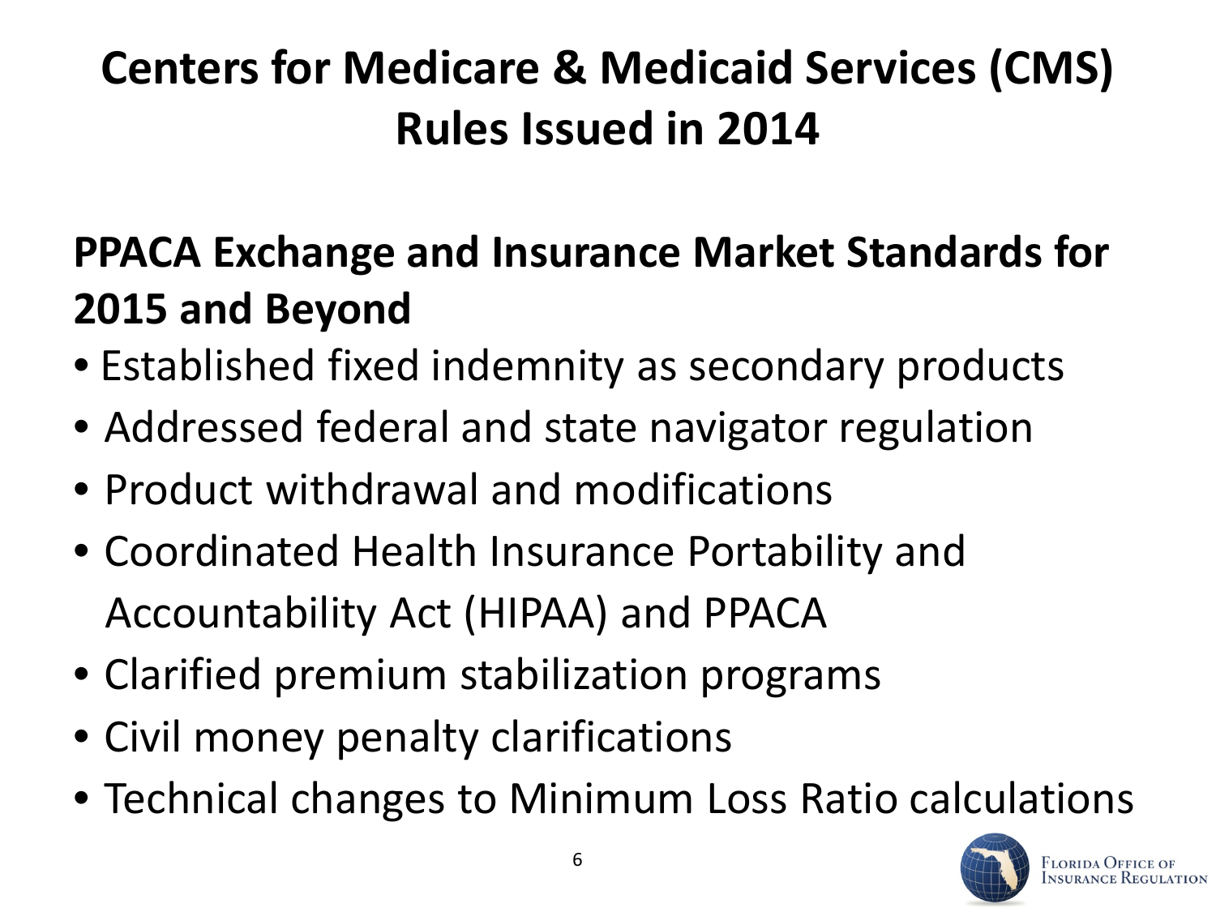# Centers for Medicare & Medicaid Services (CMS) Rules Issued in 2014

## PPACA Exchange and Insurance Market Standards for 2015 and Beyond

- Established fixed indemnity as secondary products
- Addressed federal and state navigator regulation
- Product withdrawal and modifications
- Coordinated Health Insurance Portability and Accountability Act (HIPAA) and PPACA
- Clarified premium stabilization programs
- Civil money penalty clarifications
- Technical changes to Minimum Loss Ratio calculations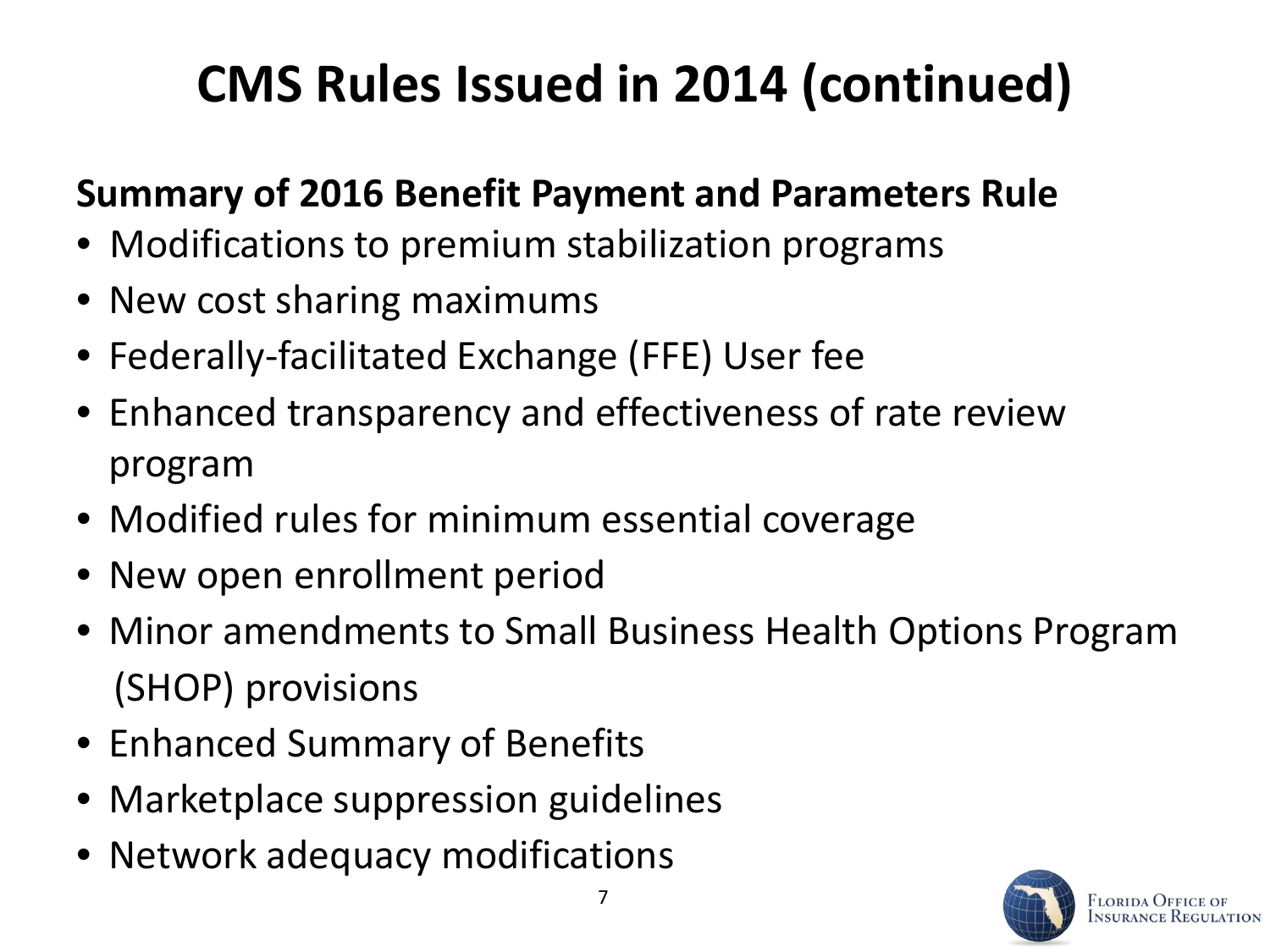# CMS Rules Issued in 2014 (continued)

**Summary of 2016 Benefit Payment and Parameters Rule**

- Modifications to premium stabilization programs
- New cost sharing maximums
- Federally-facilitated Exchange (FFE) User fee
- Enhanced transparency and effectiveness of rate review program
- Modified rules for minimum essential coverage
- New open enrollment period
- Minor amendments to Small Business Health Options Program (SHOP) provisions
- Enhanced Summary of Benefits
- Marketplace suppression guidelines
- Network adequacy modifications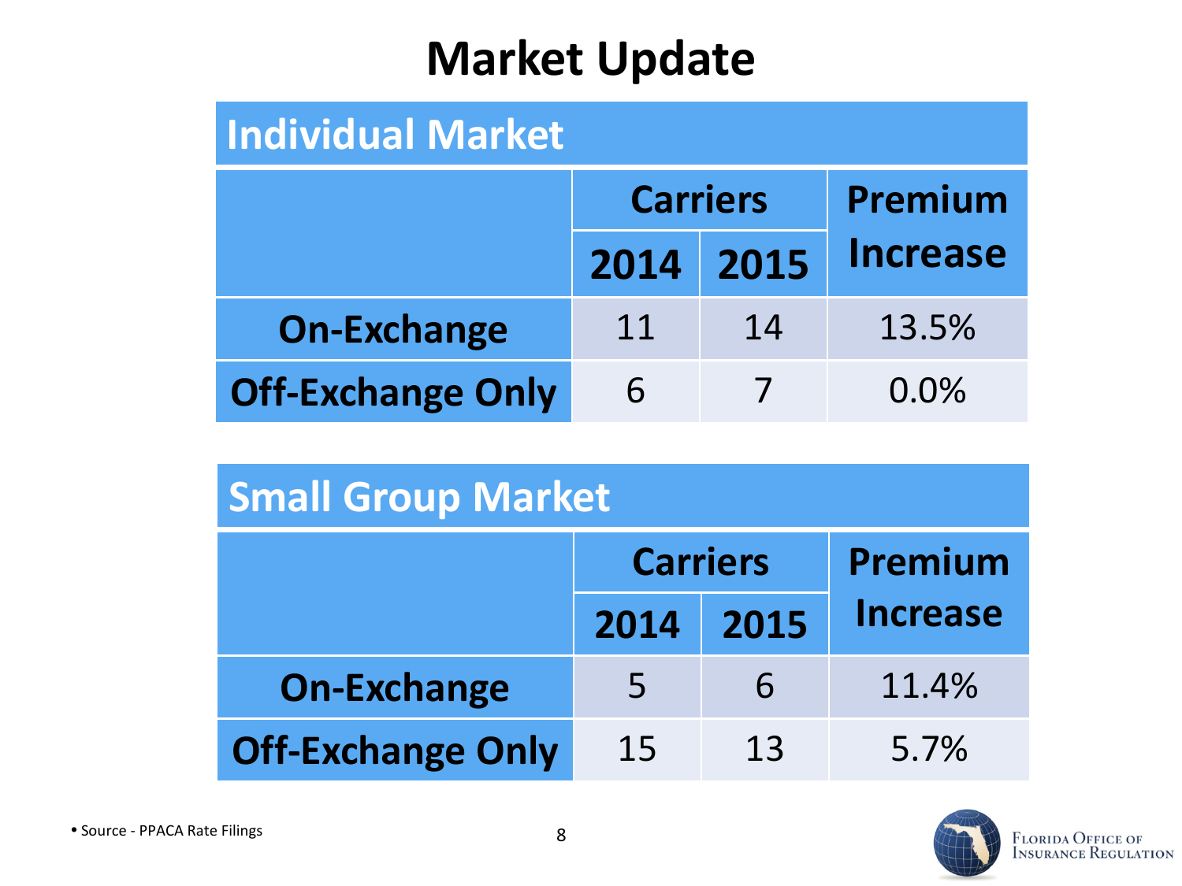# Market Update

## Individual Market

| | Carriers | | Premium Increase |
|---|---|---|---|
| | 2014 | 2015 | |
| **On-Exchange** | 11 | 14 | 13.5% |
| **Off-Exchange Only** | 6 | 7 | 0.0% |

## Small Group Market

| | Carriers | | Premium Increase |
|---|---|---|---|
| | 2014 | 2015 | |
| **On-Exchange** | 5 | 6 | 11.4% |
| **Off-Exchange Only** | 15 | 13 | 5.7% |

- Source - PPACA Rate Filings

Florida Office of Insurance Regulation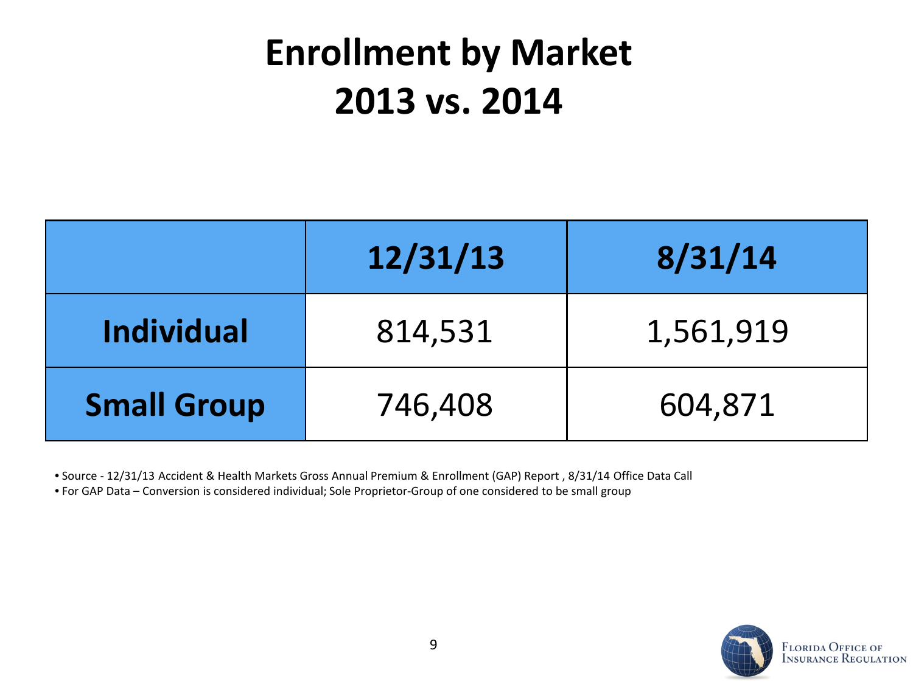# Enrollment by Market
# 2013 vs. 2014

| | 12/31/13 | 8/31/14 |
|---|---|---|
| **Individual** | 814,531 | 1,561,919 |
| **Small Group** | 746,408 | 604,871 |

- Source - 12/31/13 Accident & Health Markets Gross Annual Premium & Enrollment (GAP) Report , 8/31/14 Office Data Call
- For GAP Data – Conversion is considered individual; Sole Proprietor-Group of one considered to be small group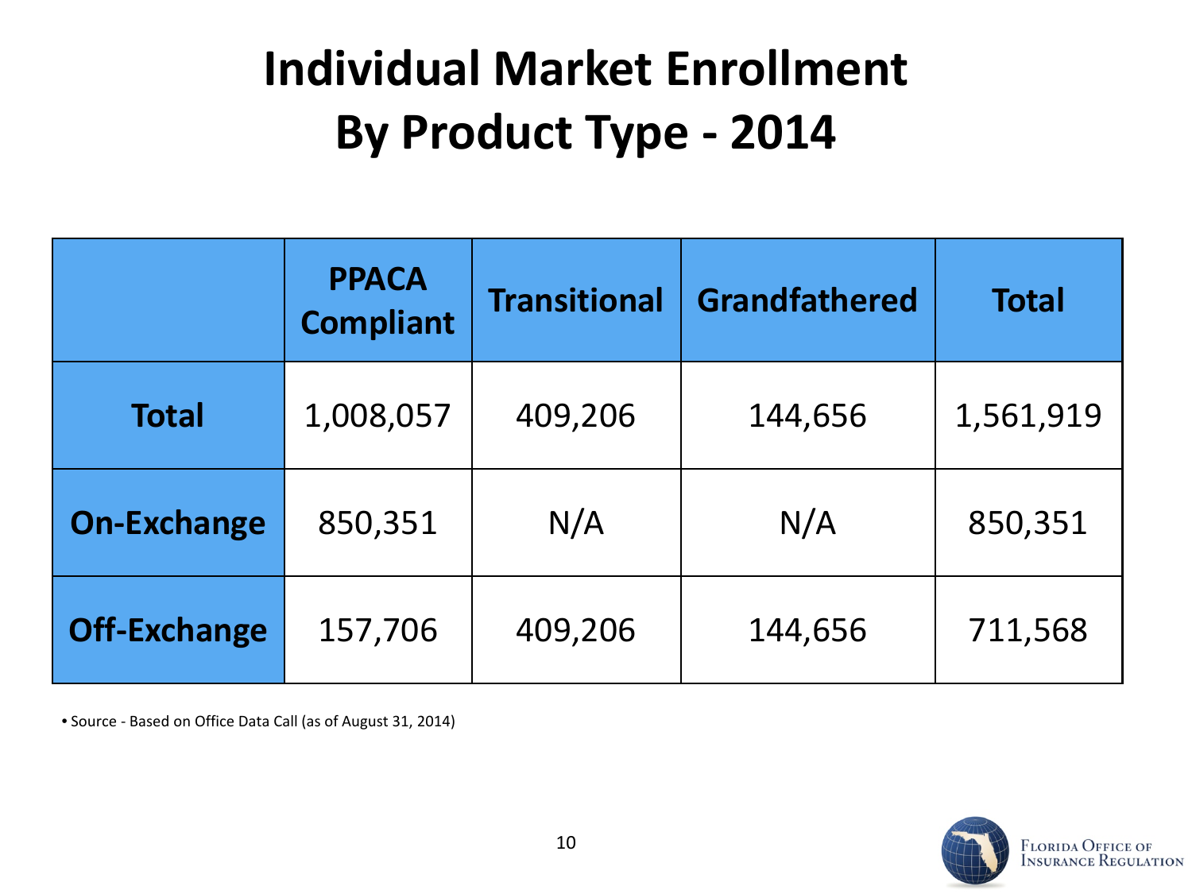# Individual Market Enrollment By Product Type - 2014

| | PPACA Compliant | Transitional | Grandfathered | Total |
|---|---|---|---|---|
| **Total** | 1,008,057 | 409,206 | 144,656 | 1,561,919 |
| **On-Exchange** | 850,351 | N/A | N/A | 850,351 |
| **Off-Exchange** | 157,706 | 409,206 | 144,656 | 711,568 |

- Source - Based on Office Data Call (as of August 31, 2014)

Florida Office of Insurance Regulation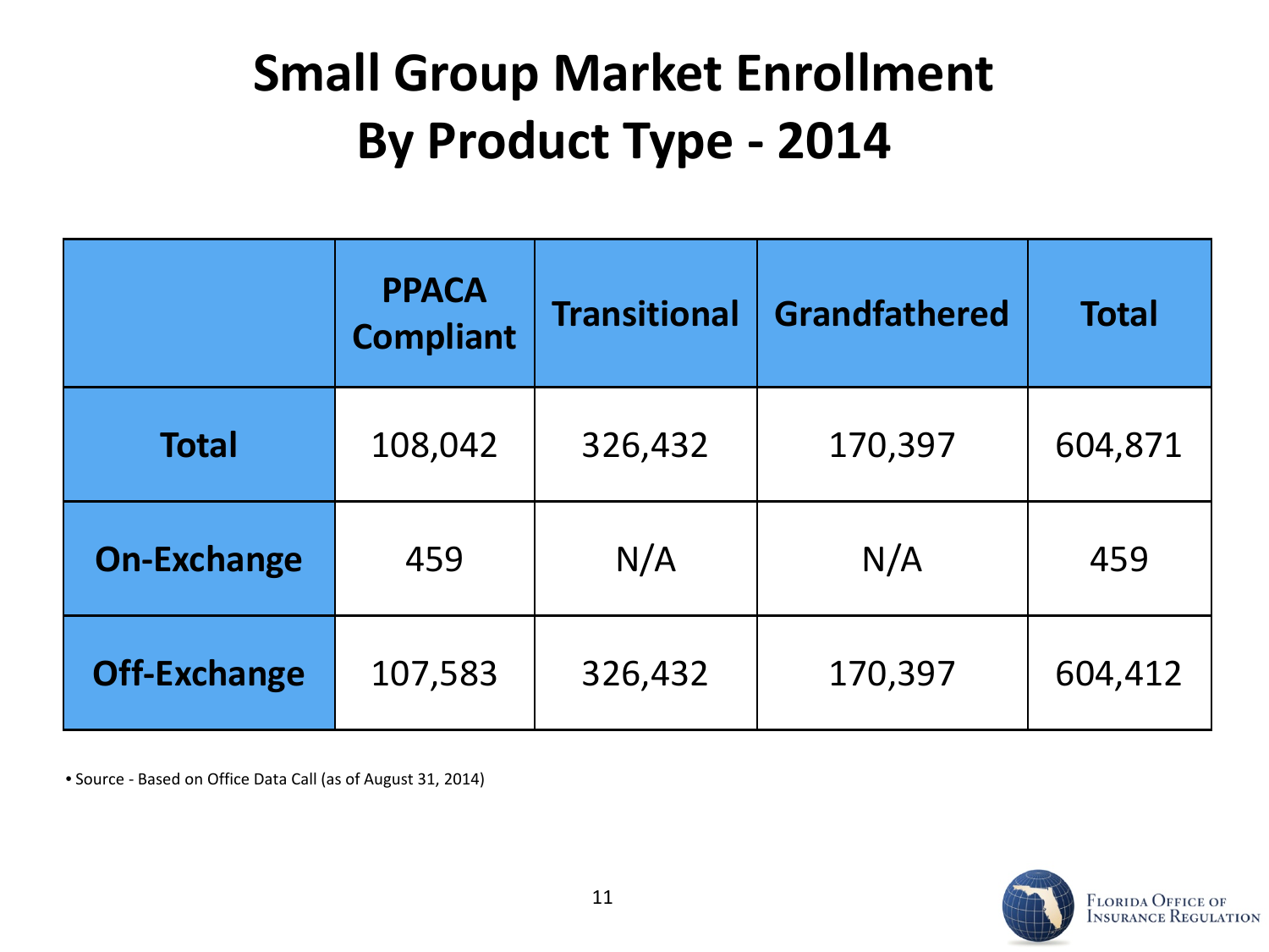# Small Group Market Enrollment By Product Type - 2014

| | PPACA Compliant | Transitional | Grandfathered | Total |
|---|---|---|---|---|
| **Total** | 108,042 | 326,432 | 170,397 | 604,871 |
| **On-Exchange** | 459 | N/A | N/A | 459 |
| **Off-Exchange** | 107,583 | 326,432 | 170,397 | 604,412 |

- Source - Based on Office Data Call (as of August 31, 2014)

Florida Office of Insurance Regulation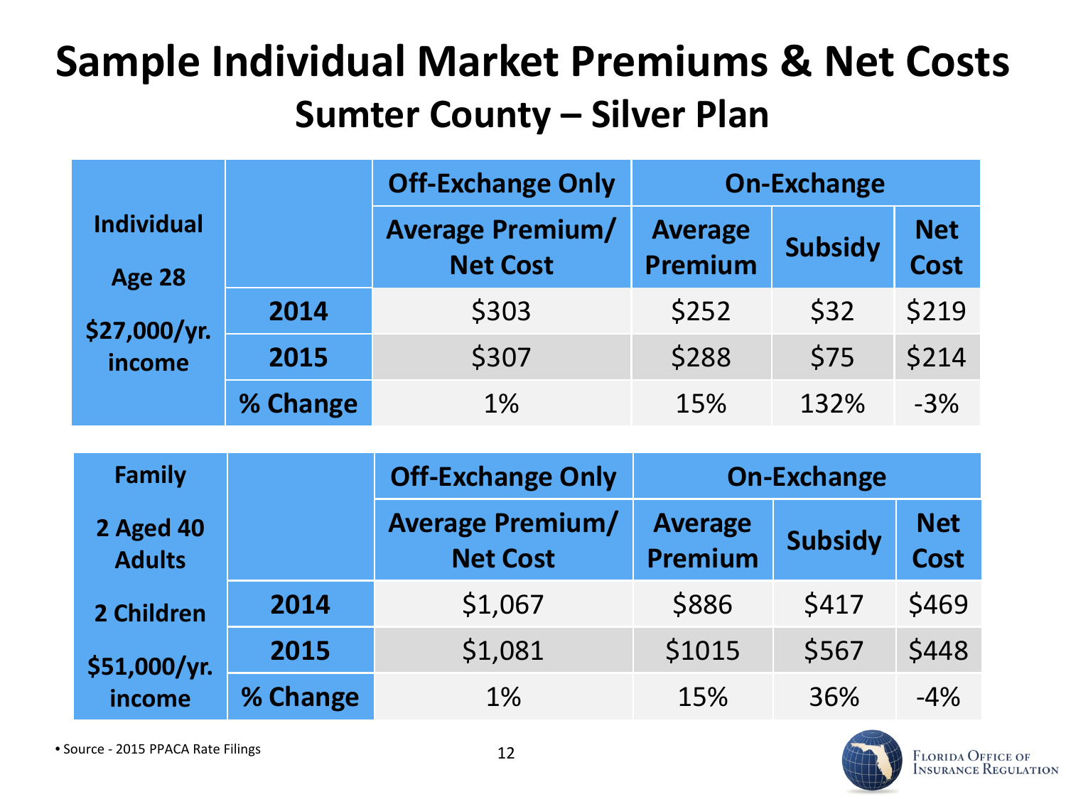# Sample Individual Market Premiums & Net Costs

## Sumter County – Silver Plan

| Individual Age 28 $27,000/yr. income | | Off-Exchange Only | On-Exchange | | |
|---|---|---|---|---|---|
| | | Average Premium/ Net Cost | Average Premium | Subsidy | Net Cost |
| | 2014 | $303 | $252 | $32 | $219 |
| | 2015 | $307 | $288 | $75 | $214 |
| | % Change | 1% | 15% | 132% | -3% |

| Family 2 Aged 40 Adults 2 Children $51,000/yr. income | | Off-Exchange Only | On-Exchange | | |
|---|---|---|---|---|---|
| | | Average Premium/ Net Cost | Average Premium | Subsidy | Net Cost |
| | 2014 | $1,067 | $886 | $417 | $469 |
| | 2015 | $1,081 | $1015 | $567 | $448 |
| | % Change | 1% | 15% | 36% | -4% |

- Source - 2015 PPACA Rate Filings

Florida Office of Insurance Regulation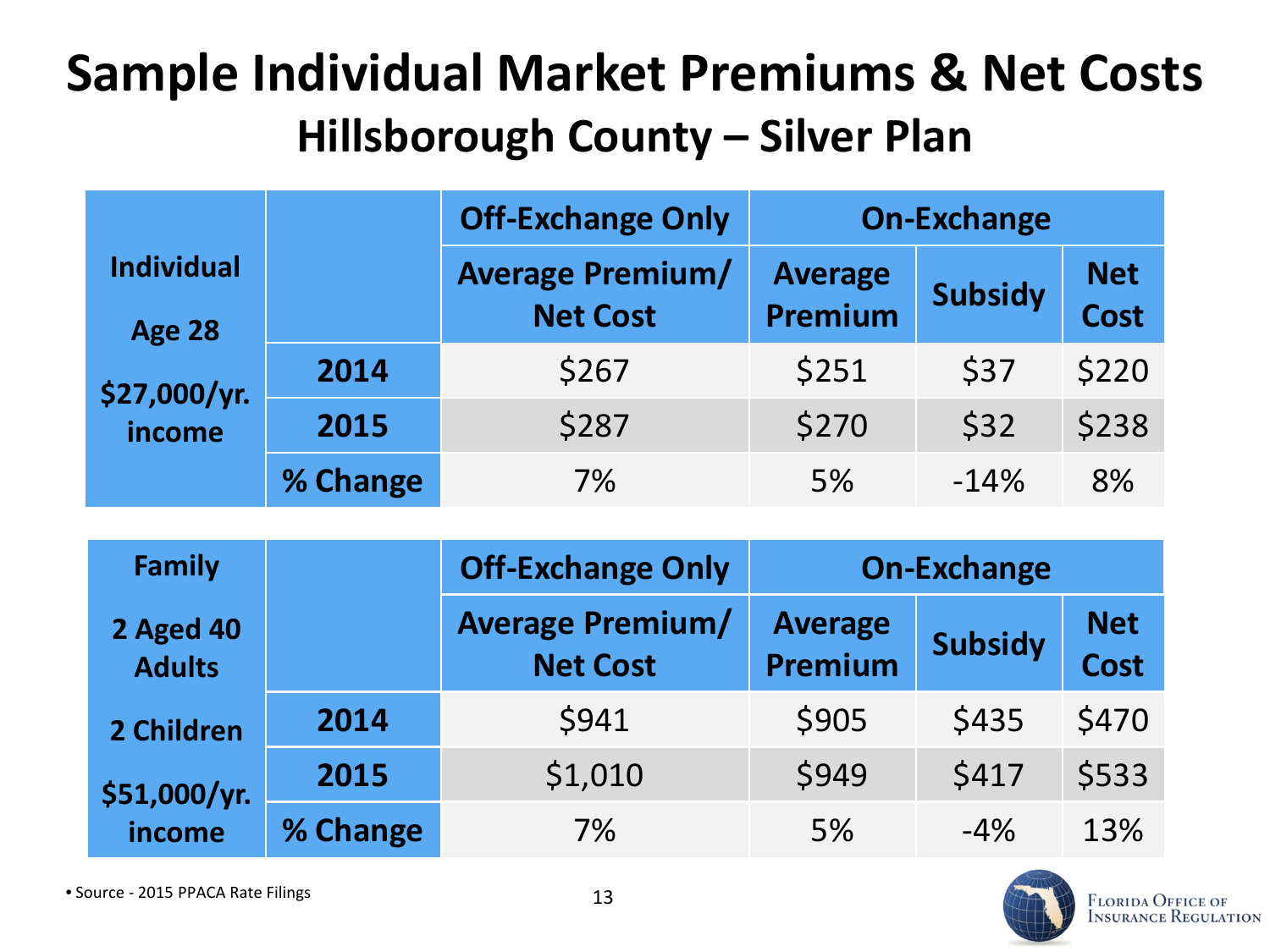# Sample Individual Market Premiums & Net Costs

## Hillsborough County – Silver Plan

| Individual Age 28 $27,000/yr. income | | Off-Exchange Only | On-Exchange | | |
|---|---|---|---|---|---|
| | | Average Premium/ Net Cost | Average Premium | Subsidy | Net Cost |
| | 2014 | $267 | $251 | $37 | $220 |
| | 2015 | $287 | $270 | $32 | $238 |
| | % Change | 7% | 5% | -14% | 8% |

| Family 2 Aged 40 Adults 2 Children $51,000/yr. income | | Off-Exchange Only | On-Exchange | | |
|---|---|---|---|---|---|
| | | Average Premium/ Net Cost | Average Premium | Subsidy | Net Cost |
| | 2014 | $941 | $905 | $435 | $470 |
| | 2015 | $1,010 | $949 | $417 | $533 |
| | % Change | 7% | 5% | -4% | 13% |

- Source - 2015 PPACA Rate Filings

Florida Office of Insurance Regulation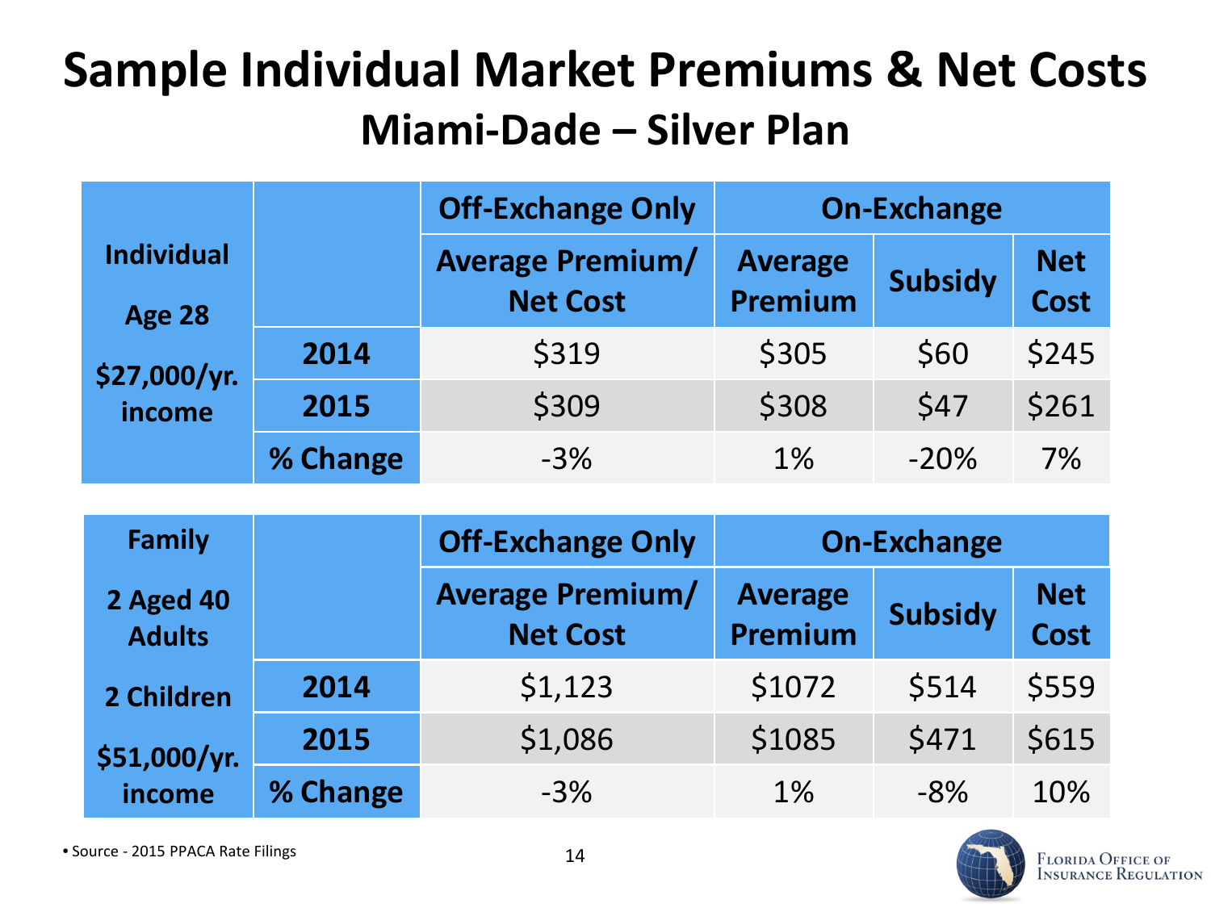# Sample Individual Market Premiums & Net Costs

## Miami-Dade – Silver Plan

| Individual Age 28 $27,000/yr. income | | Off-Exchange Only | On-Exchange | | |
|---|---|---|---|---|---|
| | | Average Premium/ Net Cost | Average Premium | Subsidy | Net Cost |
| | 2014 | $319 | $305 | $60 | $245 |
| | 2015 | $309 | $308 | $47 | $261 |
| | % Change | -3% | 1% | -20% | 7% |

| Family 2 Aged 40 Adults 2 Children $51,000/yr. income | | Off-Exchange Only | On-Exchange | | |
|---|---|---|---|---|---|
| | | Average Premium/ Net Cost | Average Premium | Subsidy | Net Cost |
| | 2014 | $1,123 | $1072 | $514 | $559 |
| | 2015 | $1,086 | $1085 | $471 | $615 |
| | % Change | -3% | 1% | -8% | 10% |

- Source - 2015 PPACA Rate Filings

Florida Office of Insurance Regulation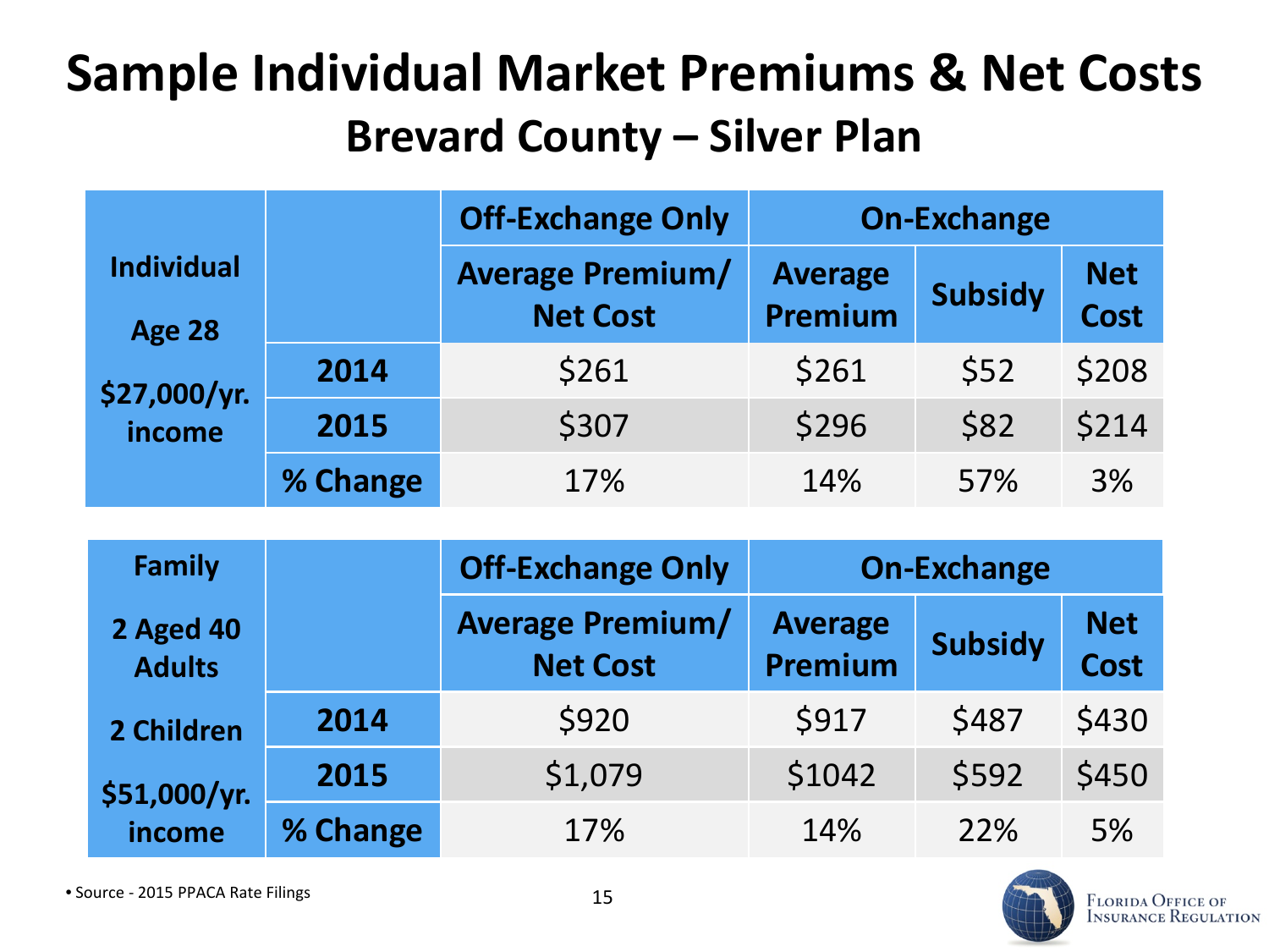# Sample Individual Market Premiums & Net Costs

## Brevard County – Silver Plan

| Individual Age 28 $27,000/yr. income | | Off-Exchange Only | On-Exchange | | |
|---|---|---|---|---|---|
| | | Average Premium/ Net Cost | Average Premium | Subsidy | Net Cost |
| | 2014 | $261 | $261 | $52 | $208 |
| | 2015 | $307 | $296 | $82 | $214 |
| | % Change | 17% | 14% | 57% | 3% |

| Family 2 Aged 40 Adults 2 Children $51,000/yr. income | | Off-Exchange Only | On-Exchange | | |
|---|---|---|---|---|---|
| | | Average Premium/ Net Cost | Average Premium | Subsidy | Net Cost |
| | 2014 | $920 | $917 | $487 | $430 |
| | 2015 | $1,079 | $1042 | $592 | $450 |
| | % Change | 17% | 14% | 22% | 5% |

- Source - 2015 PPACA Rate Filings

Florida Office of Insurance Regulation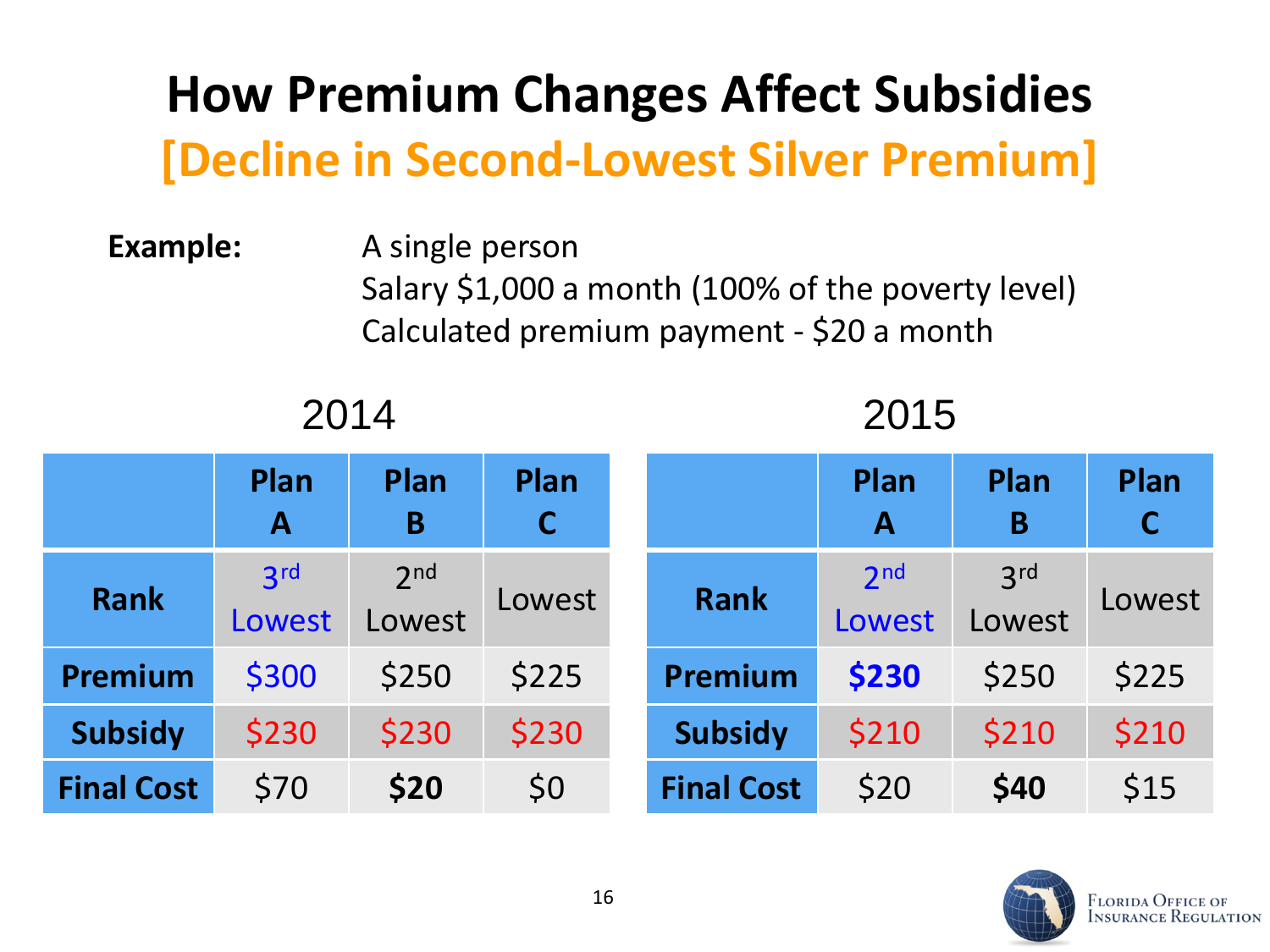# How Premium Changes Affect Subsidies

## [Decline in Second-Lowest Silver Premium]

**Example:** A single person
Salary $1,000 a month (100% of the poverty level)
Calculated premium payment - $20 a month

2014

| | Plan A | Plan B | Plan C |
|---|---|---|---|
| **Rank** | 3rd Lowest | 2nd Lowest | Lowest |
| **Premium** | $300 | $250 | $225 |
| **Subsidy** | $230 | $230 | $230 |
| **Final Cost** | $70 | **$20** | $0 |

2015

| | Plan A | Plan B | Plan C |
|---|---|---|---|
| **Rank** | 2nd Lowest | 3rd Lowest | Lowest |
| **Premium** | **$230** | $250 | $225 |
| **Subsidy** | $210 | $210 | $210 |
| **Final Cost** | $20 | **$40** | $15 |

Florida Office of Insurance Regulation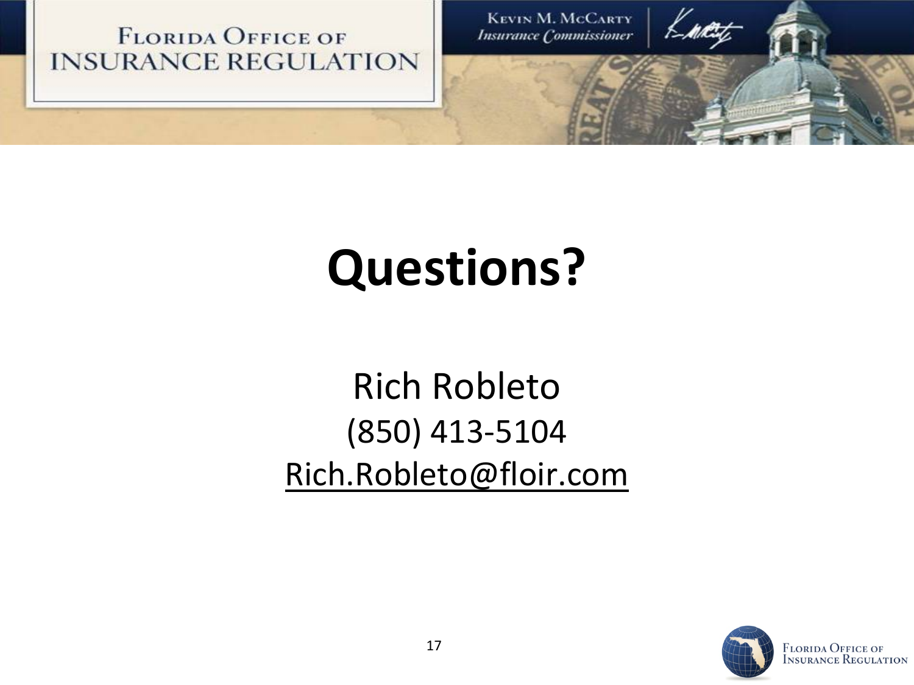# Questions?

Rich Robleto

(850) 413-5104

Rich.Robleto@floir.com